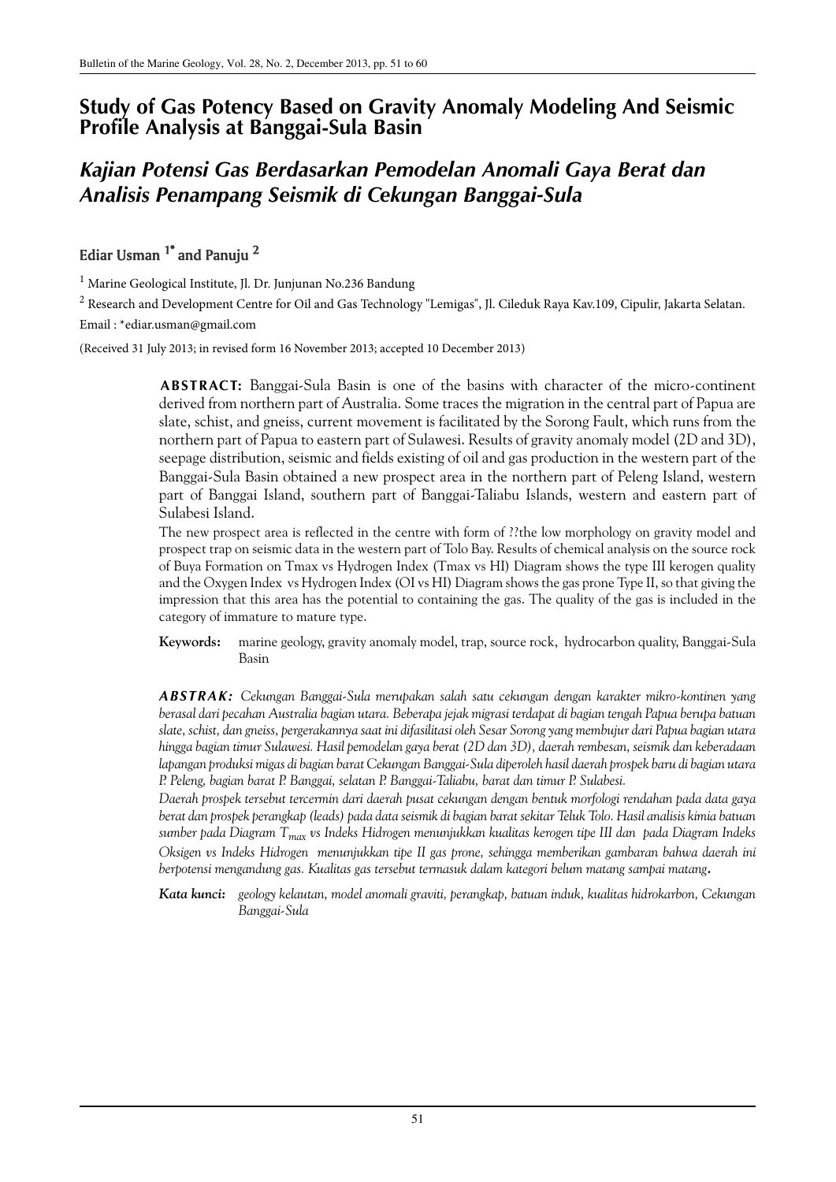# Study of Gas Potency Based on Gravity Anomaly Modeling And Seismic Profile Analysis at Banggai-Sula Basin

## *Kajian Potensi Gas Berdasarkan Pemodelan Anomali Gaya Berat dan Analisis Penampang Seismik di Cekungan Banggai-Sula*

**Ediar Usman [1*] and Panuju [2]**

[1] Marine Geological Institute, Jl. Dr. Junjunan No.236 Bandung

[2] Research and Development Centre for Oil and Gas Technology "Lemigas", Jl. Cileduk Raya Kav.109, Cipulir, Jakarta Selatan.

Email : *ediar.usman@gmail.com

(Received 31 July 2013; in revised form 16 November 2013; accepted 10 December 2013)

**ABSTRACT:** Banggai-Sula Basin is one of the basins with character of the micro-continent derived from northern part of Australia. Some traces the migration in the central part of Papua are slate, schist, and gneiss, current movement is facilitated by the Sorong Fault, which runs from the northern part of Papua to eastern part of Sulawesi. Results of gravity anomaly model (2D and 3D), seepage distribution, seismic and fields existing of oil and gas production in the western part of the Banggai-Sula Basin obtained a new prospect area in the northern part of Peleng Island, western part of Banggai Island, southern part of Banggai-Taliabu Islands, western and eastern part of Sulabesi Island.

The new prospect area is reflected in the centre with form of ??the low morphology on gravity model and prospect trap on seismic data in the western part of Tolo Bay. Results of chemical analysis on the source rock of Buya Formation on Tmax vs Hydrogen Index (Tmax vs HI) Diagram shows the type III kerogen quality and the Oxygen Index vs Hydrogen Index (OI vs HI) Diagram shows the gas prone Type II, so that giving the impression that this area has the potential to containing the gas. The quality of the gas is included in the category of immature to mature type.

**Keywords:** marine geology, gravity anomaly model, trap, source rock, hydrocarbon quality, Banggai-Sula Basin

***ABSTRAK:*** *Cekungan Banggai-Sula merupakan salah satu cekungan dengan karakter mikro-kontinen yang berasal dari pecahan Australia bagian utara. Beberapa jejak migrasi terdapat di bagian tengah Papua berupa batuan slate, schist, dan gneiss, pergerakannya saat ini difasilitasi oleh Sesar Sorong yang membujur dari Papua bagian utara hingga bagian timur Sulawesi. Hasil pemodelan gaya berat (2D dan 3D), daerah rembesan, seismik dan keberadaan lapangan produksi migas di bagian barat Cekungan Banggai-Sula diperoleh hasil daerah prospek baru di bagian utara P. Peleng, bagian barat P. Banggai, selatan P. Banggai-Taliabu, barat dan timur P. Sulabesi.*

*Daerah prospek tersebut tercermin dari daerah pusat cekungan dengan bentuk morfologi rendahan pada data gaya berat dan prospek perangkap (leads) pada data seismik di bagian barat sekitar Teluk Tolo. Hasil analisis kimia batuan sumber pada Diagram $T_{max}$ vs Indeks Hidrogen menunjukkan kualitas kerogen tipe III dan pada Diagram Indeks Oksigen vs Indeks Hidrogen menunjukkan tipe II gas prone, sehingga memberikan gambaran bahwa daerah ini berpotensi mengandung gas. Kualitas gas tersebut termasuk dalam kategori belum matang sampai matang.*

***Kata kunci:*** *geology kelautan, model anomali graviti, perangkap, batuan induk, kualitas hidrokarbon, Cekungan Banggai-Sula*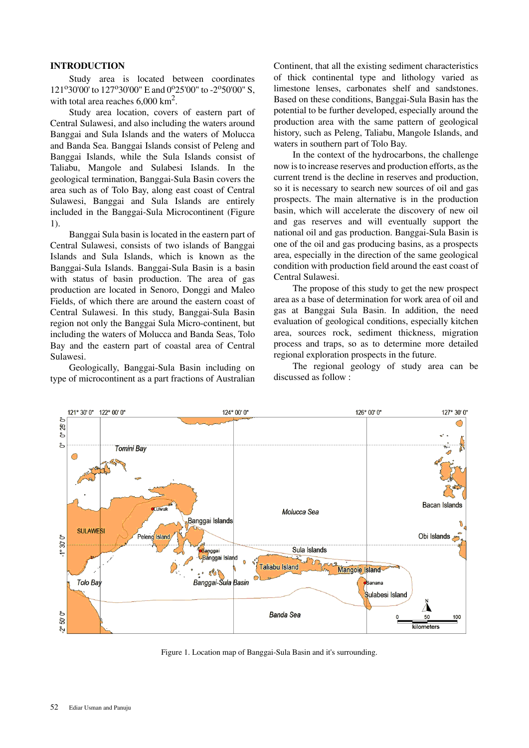## INTRODUCTION

Study area is located between coordinates 121°30'00' to 127°30'00" E and 0°25'00" to -2°50'00" S, with total area reaches 6,000 km$^2$.

Study area location, covers of eastern part of Central Sulawesi, and also including the waters around Banggai and Sula Islands and the waters of Molucca and Banda Sea. Banggai Islands consist of Peleng and Banggai Islands, while the Sula Islands consist of Taliabu, Mangole and Sulabesi Islands. In the geological termination, Banggai-Sula Basin covers the area such as of Tolo Bay, along east coast of Central Sulawesi, Banggai and Sula Islands are entirely included in the Banggai-Sula Microcontinent (Figure 1).

Banggai Sula basin is located in the eastern part of Central Sulawesi, consists of two islands of Banggai Islands and Sula Islands, which is known as the Banggai-Sula Islands. Banggai-Sula Basin is a basin with status of basin production. The area of gas production are located in Senoro, Donggi and Maleo Fields, of which there are around the eastern coast of Central Sulawesi. In this study, Banggai-Sula Basin region not only the Banggai Sula Micro-continent, but including the waters of Molucca and Banda Seas, Tolo Bay and the eastern part of coastal area of Central Sulawesi.

Geologically, Banggai-Sula Basin including on type of microcontinent as a part fractions of Australian Continent, that all the existing sediment characteristics of thick continental type and lithology varied as limestone lenses, carbonates shelf and sandstones. Based on these conditions, Banggai-Sula Basin has the potential to be further developed, especially around the production area with the same pattern of geological history, such as Peleng, Taliabu, Mangole Islands, and waters in southern part of Tolo Bay.

In the context of the hydrocarbons, the challenge now is to increase reserves and production efforts, as the current trend is the decline in reserves and production, so it is necessary to search new sources of oil and gas prospects. The main alternative is in the production basin, which will accelerate the discovery of new oil and gas reserves and will eventually support the national oil and gas production. Banggai-Sula Basin is one of the oil and gas producing basins, as a prospects area, especially in the direction of the same geological condition with production field around the east coast of Central Sulawesi.

The propose of this study to get the new prospect area as a base of determination for work area of oil and gas at Banggai Sula Basin. In addition, the need evaluation of geological conditions, especially kitchen area, sources rock, sediment thickness, migration process and traps, so as to determine more detailed regional exploration prospects in the future.

The regional geology of study area can be discussed as follow :

Figure 1. Location map of Banggai-Sula Basin and it's surrounding.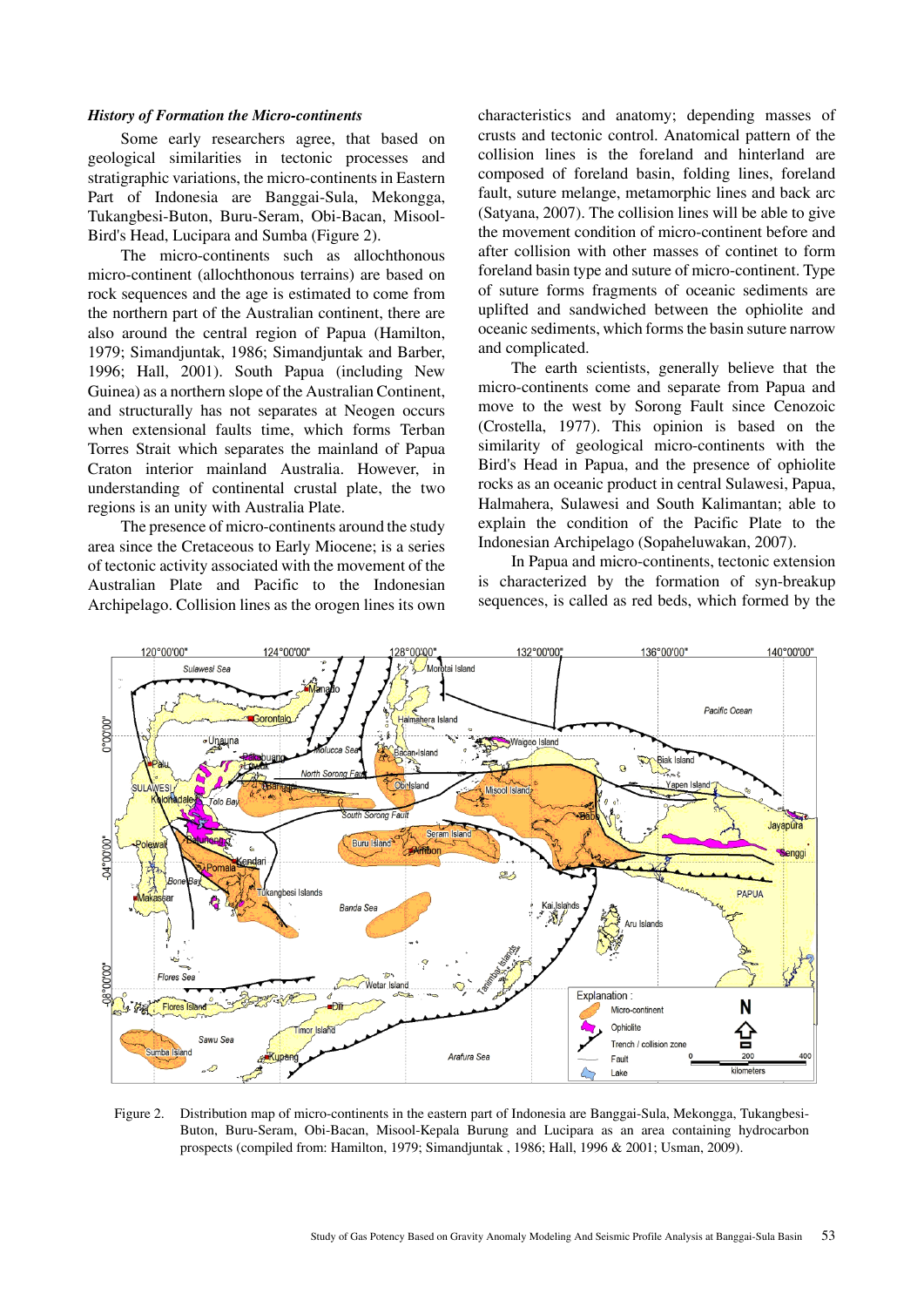***History of Formation the Micro-continents***

Some early researchers agree, that based on geological similarities in tectonic processes and stratigraphic variations, the micro-continents in Eastern Part of Indonesia are Banggai-Sula, Mekongga, Tukangbesi-Buton, Buru-Seram, Obi-Bacan, Misool-Bird's Head, Lucipara and Sumba (Figure 2).

The micro-continents such as allochthonous micro-continent (allochthonous terrains) are based on rock sequences and the age is estimated to come from the northern part of the Australian continent, there are also around the central region of Papua (Hamilton, 1979; Simandjuntak, 1986; Simandjuntak and Barber, 1996; Hall, 2001). South Papua (including New Guinea) as a northern slope of the Australian Continent, and structurally has not separates at Neogen occurs when extensional faults time, which forms Terban Torres Strait which separates the mainland of Papua Craton interior mainland Australia. However, in understanding of continental crustal plate, the two regions is an unity with Australia Plate.

The presence of micro-continents around the study area since the Cretaceous to Early Miocene; is a series of tectonic activity associated with the movement of the Australian Plate and Pacific to the Indonesian Archipelago. Collision lines as the orogen lines its own characteristics and anatomy; depending masses of crusts and tectonic control. Anatomical pattern of the collision lines is the foreland and hinterland are composed of foreland basin, folding lines, foreland fault, suture melange, metamorphic lines and back arc (Satyana, 2007). The collision lines will be able to give the movement condition of micro-continent before and after collision with other masses of continet to form foreland basin type and suture of micro-continent. Type of suture forms fragments of oceanic sediments are uplifted and sandwiched between the ophiolite and oceanic sediments, which forms the basin suture narrow and complicated.

The earth scientists, generally believe that the micro-continents come and separate from Papua and move to the west by Sorong Fault since Cenozoic (Crostella, 1977). This opinion is based on the similarity of geological micro-continents with the Bird's Head in Papua, and the presence of ophiolite rocks as an oceanic product in central Sulawesi, Papua, Halmahera, Sulawesi and South Kalimantan; able to explain the condition of the Pacific Plate to the Indonesian Archipelago (Sopaheluwakan, 2007).

In Papua and micro-continents, tectonic extension is characterized by the formation of syn-breakup sequences, is called as red beds, which formed by the

Figure 2. Distribution map of micro-continents in the eastern part of Indonesia are Banggai-Sula, Mekongga, Tukangbesi-Buton, Buru-Seram, Obi-Bacan, Misool-Kepala Burung and Lucipara as an area containing hydrocarbon prospects (compiled from: Hamilton, 1979; Simandjuntak , 1986; Hall, 1996 & 2001; Usman, 2009).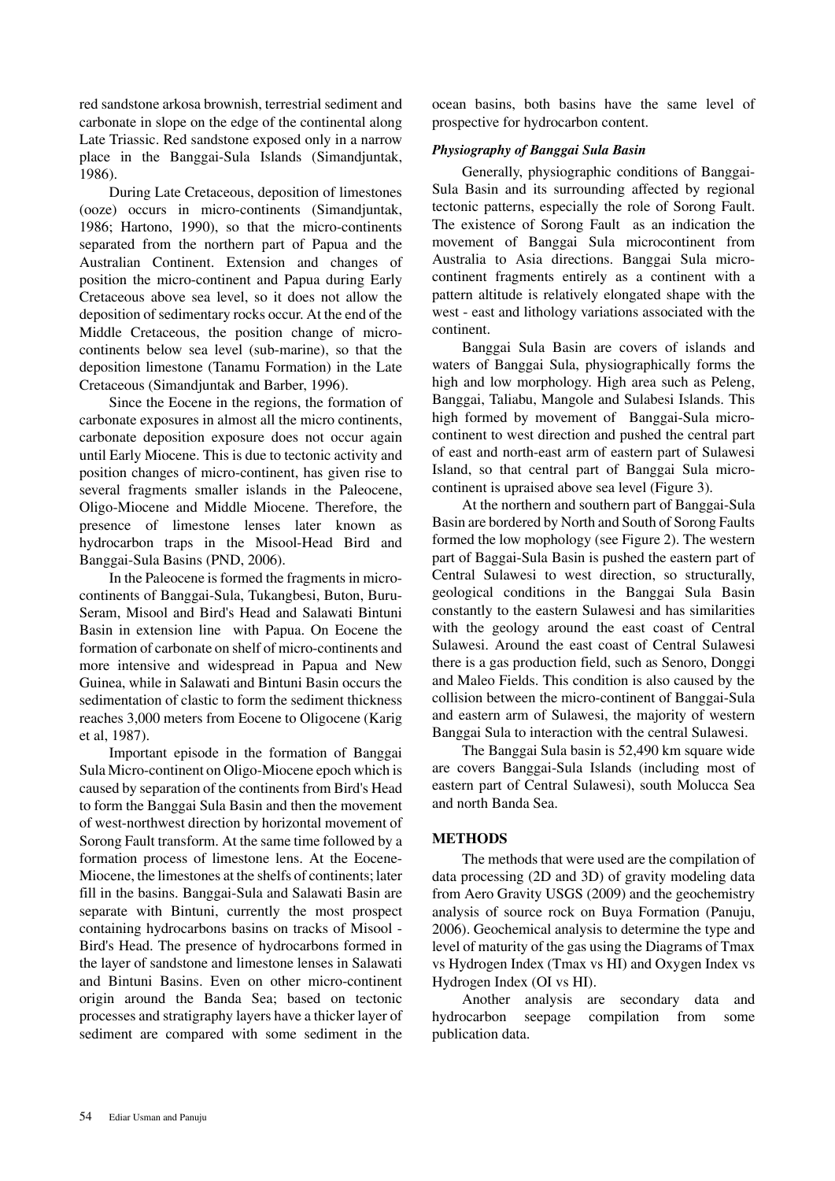red sandstone arkosa brownish, terrestrial sediment and carbonate in slope on the edge of the continental along Late Triassic. Red sandstone exposed only in a narrow place in the Banggai-Sula Islands (Simandjuntak, 1986).

During Late Cretaceous, deposition of limestones (ooze) occurs in micro-continents (Simandjuntak, 1986; Hartono, 1990), so that the micro-continents separated from the northern part of Papua and the Australian Continent. Extension and changes of position the micro-continent and Papua during Early Cretaceous above sea level, so it does not allow the deposition of sedimentary rocks occur. At the end of the Middle Cretaceous, the position change of micro-continents below sea level (sub-marine), so that the deposition limestone (Tanamu Formation) in the Late Cretaceous (Simandjuntak and Barber, 1996).

Since the Eocene in the regions, the formation of carbonate exposures in almost all the micro continents, carbonate deposition exposure does not occur again until Early Miocene. This is due to tectonic activity and position changes of micro-continent, has given rise to several fragments smaller islands in the Paleocene, Oligo-Miocene and Middle Miocene. Therefore, the presence of limestone lenses later known as hydrocarbon traps in the Misool-Head Bird and Banggai-Sula Basins (PND, 2006).

In the Paleocene is formed the fragments in micro-continents of Banggai-Sula, Tukangbesi, Buton, Buru-Seram, Misool and Bird's Head and Salawati Bintuni Basin in extension line with Papua. On Eocene the formation of carbonate on shelf of micro-continents and more intensive and widespread in Papua and New Guinea, while in Salawati and Bintuni Basin occurs the sedimentation of clastic to form the sediment thickness reaches 3,000 meters from Eocene to Oligocene (Karig et al, 1987).

Important episode in the formation of Banggai Sula Micro-continent on Oligo-Miocene epoch which is caused by separation of the continents from Bird's Head to form the Banggai Sula Basin and then the movement of west-northwest direction by horizontal movement of Sorong Fault transform. At the same time followed by a formation process of limestone lens. At the Eocene-Miocene, the limestones at the shelfs of continents; later fill in the basins. Banggai-Sula and Salawati Basin are separate with Bintuni, currently the most prospect containing hydrocarbons basins on tracks of Misool - Bird's Head. The presence of hydrocarbons formed in the layer of sandstone and limestone lenses in Salawati and Bintuni Basins. Even on other micro-continent origin around the Banda Sea; based on tectonic processes and stratigraphy layers have a thicker layer of sediment are compared with some sediment in the ocean basins, both basins have the same level of prospective for hydrocarbon content.

### *Physiography of Banggai Sula Basin*

Generally, physiographic conditions of Banggai-Sula Basin and its surrounding affected by regional tectonic patterns, especially the role of Sorong Fault. The existence of Sorong Fault as an indication the movement of Banggai Sula microcontinent from Australia to Asia directions. Banggai Sula micro-continent fragments entirely as a continent with a pattern altitude is relatively elongated shape with the west - east and lithology variations associated with the continent.

Banggai Sula Basin are covers of islands and waters of Banggai Sula, physiographically forms the high and low morphology. High area such as Peleng, Banggai, Taliabu, Mangole and Sulabesi Islands. This high formed by movement of Banggai-Sula micro-continent to west direction and pushed the central part of east and north-east arm of eastern part of Sulawesi Island, so that central part of Banggai Sula micro-continent is upraised above sea level (Figure 3).

At the northern and southern part of Banggai-Sula Basin are bordered by North and South of Sorong Faults formed the low mophology (see Figure 2). The western part of Baggai-Sula Basin is pushed the eastern part of Central Sulawesi to west direction, so structurally, geological conditions in the Banggai Sula Basin constantly to the eastern Sulawesi and has similarities with the geology around the east coast of Central Sulawesi. Around the east coast of Central Sulawesi there is a gas production field, such as Senoro, Donggi and Maleo Fields. This condition is also caused by the collision between the micro-continent of Banggai-Sula and eastern arm of Sulawesi, the majority of western Banggai Sula to interaction with the central Sulawesi.

The Banggai Sula basin is 52,490 km square wide are covers Banggai-Sula Islands (including most of eastern part of Central Sulawesi), south Molucca Sea and north Banda Sea.

## METHODS

The methods that were used are the compilation of data processing (2D and 3D) of gravity modeling data from Aero Gravity USGS (2009) and the geochemistry analysis of source rock on Buya Formation (Panuju, 2006). Geochemical analysis to determine the type and level of maturity of the gas using the Diagrams of Tmax vs Hydrogen Index (Tmax vs HI) and Oxygen Index vs Hydrogen Index (OI vs HI).

Another analysis are secondary data and hydrocarbon seepage compilation from some publication data.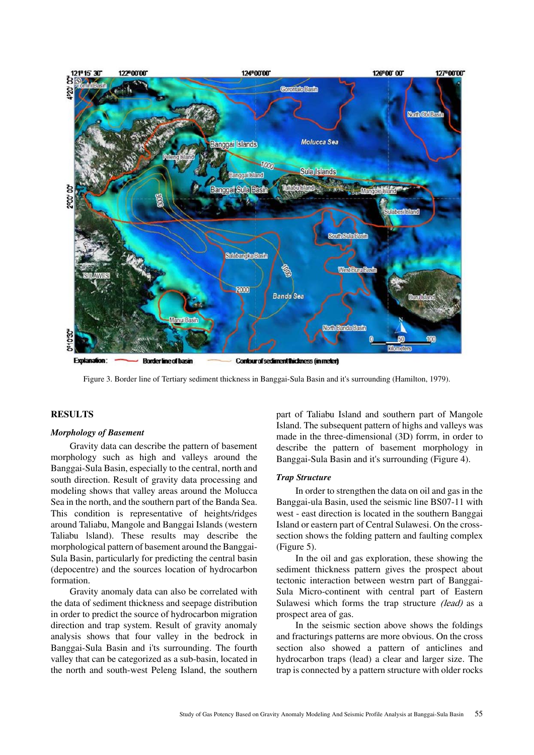Figure 3. Border line of Tertiary sediment thickness in Banggai-Sula Basin and it's surrounding (Hamilton, 1979).

## RESULTS

### *Morphology of Basement*

Gravity data can describe the pattern of basement morphology such as high and valleys around the Banggai-Sula Basin, especially to the central, north and south direction. Result of gravity data processing and modeling shows that valley areas around the Molucca Sea in the north, and the southern part of the Banda Sea. This condition is representative of heights/ridges around Taliabu, Mangole and Banggai Islands (western Taliabu Island). These results may describe the morphological pattern of basement around the Banggai-Sula Basin, particularly for predicting the central basin (depocentre) and the sources location of hydrocarbon formation.

Gravity anomaly data can also be correlated with the data of sediment thickness and seepage distribution in order to predict the source of hydrocarbon migration direction and trap system. Result of gravity anomaly analysis shows that four valley in the bedrock in Banggai-Sula Basin and it's surrounding. The fourth valley that can be categorized as a sub-basin, located in the north and south-west Peleng Island, the southern part of Taliabu Island and southern part of Mangole Island. The subsequent pattern of highs and valleys was made in the three-dimensional (3D) forrm, in order to describe the pattern of basement morphology in Banggai-Sula Basin and it's surrounding (Figure 4).

### *Trap Structure*

In order to strengthen the data on oil and gas in the Banggai-ula Basin, used the seismic line BS07-11 with west - east direction is located in the southern Banggai Island or eastern part of Central Sulawesi. On the cross-section shows the folding pattern and faulting complex (Figure 5).

In the oil and gas exploration, these showing the sediment thickness pattern gives the prospect about tectonic interaction between westrn part of Banggai-Sula Micro-continent with central part of Eastern Sulawesi which forms the trap structure *(lead)* as a prospect area of gas.

In the seismic section above shows the foldings and fracturings patterns are more obvious. On the cross section also showed a pattern of anticlines and hydrocarbon traps (lead) a clear and larger size. The trap is connected by a pattern structure with older rocks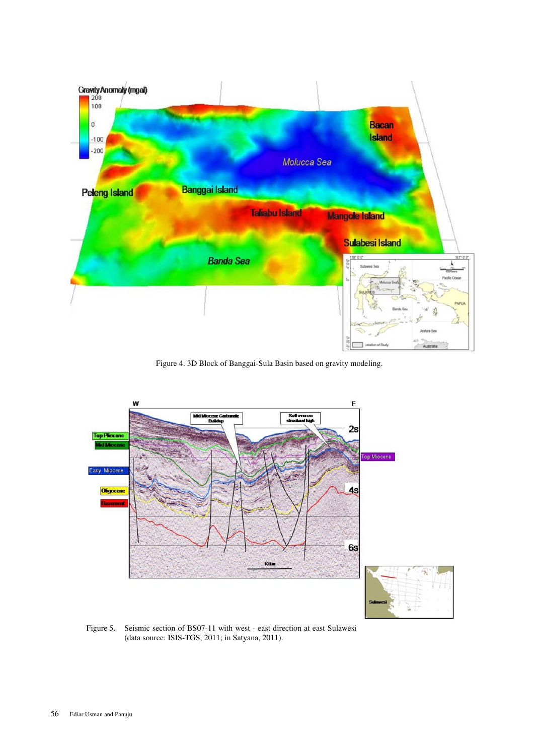Figure 4. 3D Block of Banggai-Sula Basin based on gravity modeling.

Figure 5. Seismic section of BS07-11 with west - east direction at east Sulawesi (data source: ISIS-TGS, 2011; in Satyana, 2011).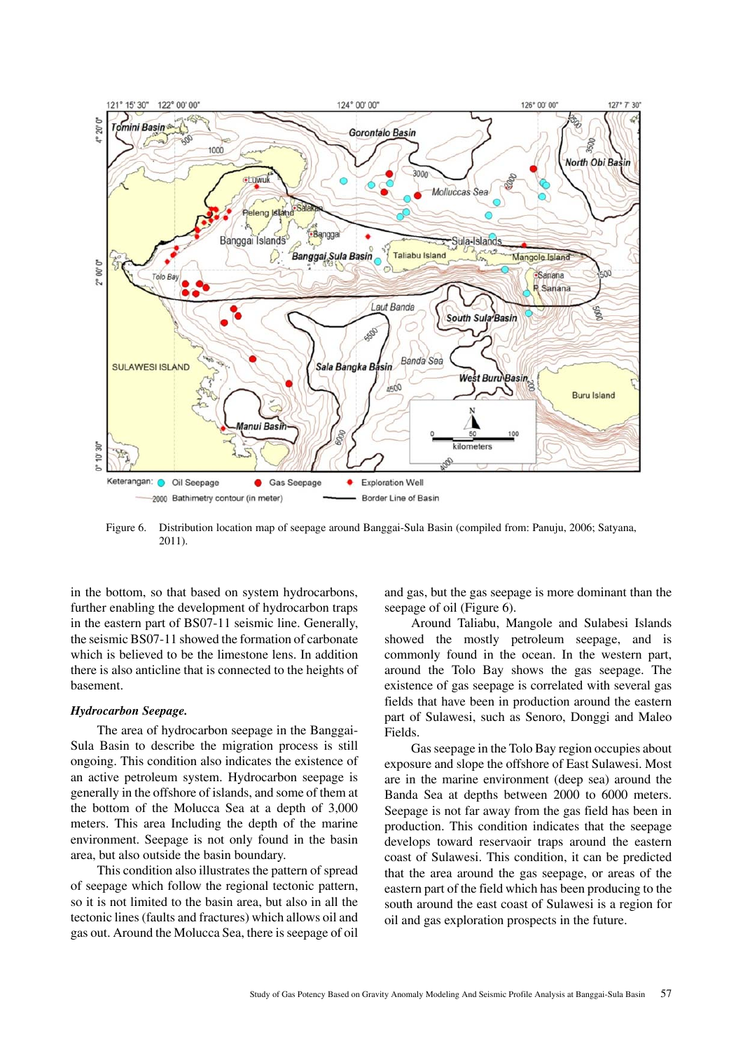Figure 6. Distribution location map of seepage around Banggai-Sula Basin (compiled from: Panuju, 2006; Satyana, 2011).

in the bottom, so that based on system hydrocarbons, further enabling the development of hydrocarbon traps in the eastern part of BS07-11 seismic line. Generally, the seismic BS07-11 showed the formation of carbonate which is believed to be the limestone lens. In addition there is also anticline that is connected to the heights of basement.

***Hydrocarbon Seepage.***

The area of hydrocarbon seepage in the Banggai-Sula Basin to describe the migration process is still ongoing. This condition also indicates the existence of an active petroleum system. Hydrocarbon seepage is generally in the offshore of islands, and some of them at the bottom of the Molucca Sea at a depth of 3,000 meters. This area Including the depth of the marine environment. Seepage is not only found in the basin area, but also outside the basin boundary.

This condition also illustrates the pattern of spread of seepage which follow the regional tectonic pattern, so it is not limited to the basin area, but also in all the tectonic lines (faults and fractures) which allows oil and gas out. Around the Molucca Sea, there is seepage of oil and gas, but the gas seepage is more dominant than the seepage of oil (Figure 6).

Around Taliabu, Mangole and Sulabesi Islands showed the mostly petroleum seepage, and is commonly found in the ocean. In the western part, around the Tolo Bay shows the gas seepage. The existence of gas seepage is correlated with several gas fields that have been in production around the eastern part of Sulawesi, such as Senoro, Donggi and Maleo Fields.

Gas seepage in the Tolo Bay region occupies about exposure and slope the offshore of East Sulawesi. Most are in the marine environment (deep sea) around the Banda Sea at depths between 2000 to 6000 meters. Seepage is not far away from the gas field has been in production. This condition indicates that the seepage develops toward reservaoir traps around the eastern coast of Sulawesi. This condition, it can be predicted that the area around the gas seepage, or areas of the eastern part of the field which has been producing to the south around the east coast of Sulawesi is a region for oil and gas exploration prospects in the future.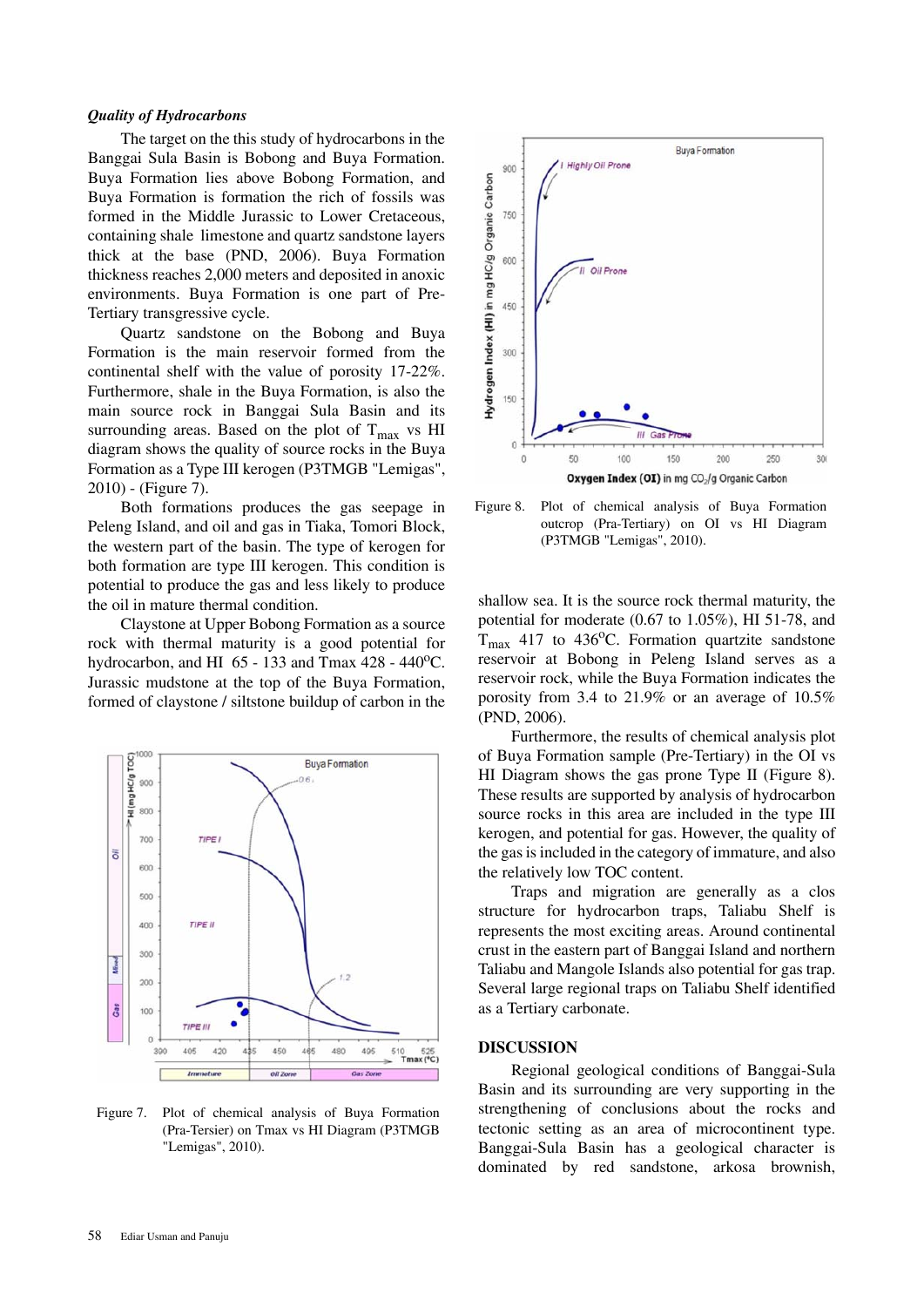*Quality of Hydrocarbons*

The target on the this study of hydrocarbons in the Banggai Sula Basin is Bobong and Buya Formation. Buya Formation lies above Bobong Formation, and Buya Formation is formation the rich of fossils was formed in the Middle Jurassic to Lower Cretaceous, containing shale limestone and quartz sandstone layers thick at the base (PND, 2006). Buya Formation thickness reaches 2,000 meters and deposited in anoxic environments. Buya Formation is one part of Pre-Tertiary transgressive cycle.

Quartz sandstone on the Bobong and Buya Formation is the main reservoir formed from the continental shelf with the value of porosity 17-22%. Furthermore, shale in the Buya Formation, is also the main source rock in Banggai Sula Basin and its surrounding areas. Based on the plot of $T_{max}$ vs HI diagram shows the quality of source rocks in the Buya Formation as a Type III kerogen (P3TMGB "Lemigas", 2010) - (Figure 7).

Both formations produces the gas seepage in Peleng Island, and oil and gas in Tiaka, Tomori Block, the western part of the basin. The type of kerogen for both formation are type III kerogen. This condition is potential to produce the gas and less likely to produce the oil in mature thermal condition.

Claystone at Upper Bobong Formation as a source rock with thermal maturity is a good potential for hydrocarbon, and HI 65 - 133 and Tmax 428 - 440°C. Jurassic mudstone at the top of the Buya Formation, formed of claystone / siltstone buildup of carbon in the shallow sea. It is the source rock thermal maturity, the potential for moderate (0.67 to 1.05%), HI 51-78, and $T_{max}$ 417 to 436°C. Formation quartzite sandstone reservoir at Bobong in Peleng Island serves as a reservoir rock, while the Buya Formation indicates the porosity from 3.4 to 21.9% or an average of 10.5% (PND, 2006).

Figure 7. Plot of chemical analysis of Buya Formation (Pra-Tersier) on Tmax vs HI Diagram (P3TMGB "Lemigas", 2010).

Figure 8. Plot of chemical analysis of Buya Formation outcrop (Pra-Tertiary) on OI vs HI Diagram (P3TMGB "Lemigas", 2010).

Furthermore, the results of chemical analysis plot of Buya Formation sample (Pre-Tertiary) in the OI vs HI Diagram shows the gas prone Type II (Figure 8). These results are supported by analysis of hydrocarbon source rocks in this area are included in the type III kerogen, and potential for gas. However, the quality of the gas is included in the category of immature, and also the relatively low TOC content.

Traps and migration are generally as a clos structure for hydrocarbon traps, Taliabu Shelf is represents the most exciting areas. Around continental crust in the eastern part of Banggai Island and northern Taliabu and Mangole Islands also potential for gas trap. Several large regional traps on Taliabu Shelf identified as a Tertiary carbonate.

## DISCUSSION

Regional geological conditions of Banggai-Sula Basin and its surrounding are very supporting in the strengthening of conclusions about the rocks and tectonic setting as an area of microcontinent type. Banggai-Sula Basin has a geological character is dominated by red sandstone, arkosa brownish,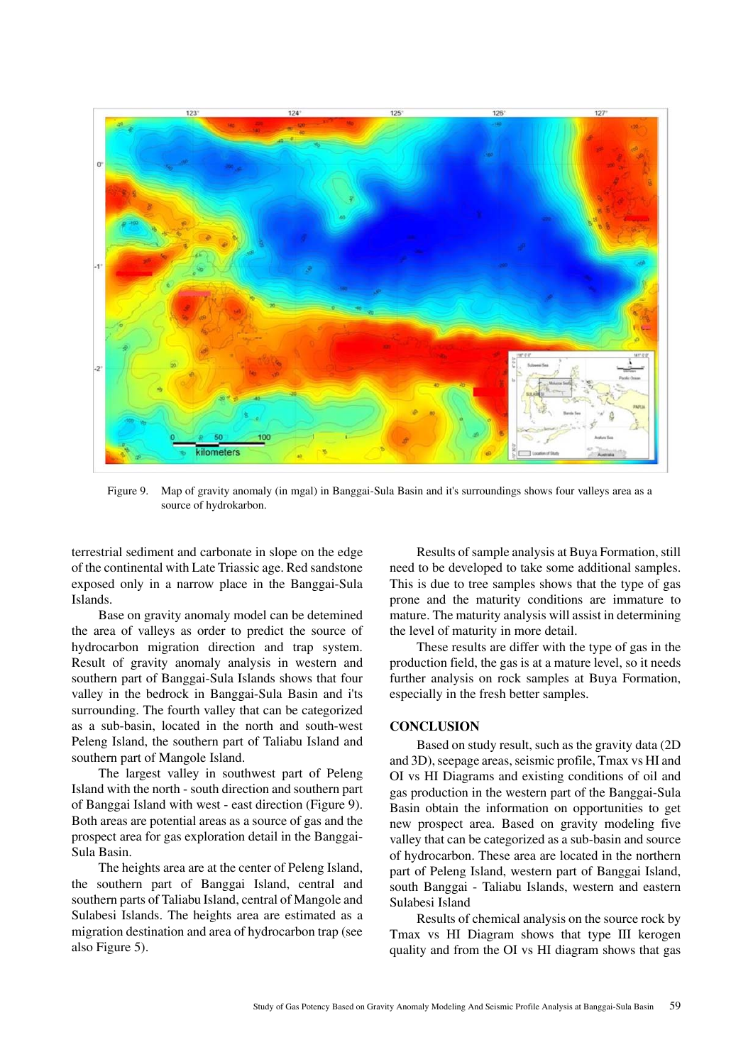Figure 9. Map of gravity anomaly (in mgal) in Banggai-Sula Basin and it's surroundings shows four valleys area as a source of hydrokarbon.

terrestrial sediment and carbonate in slope on the edge of the continental with Late Triassic age. Red sandstone exposed only in a narrow place in the Banggai-Sula Islands.

Base on gravity anomaly model can be detemined the area of valleys as order to predict the source of hydrocarbon migration direction and trap system. Result of gravity anomaly analysis in western and southern part of Banggai-Sula Islands shows that four valley in the bedrock in Banggai-Sula Basin and i'ts surrounding. The fourth valley that can be categorized as a sub-basin, located in the north and south-west Peleng Island, the southern part of Taliabu Island and southern part of Mangole Island.

The largest valley in southwest part of Peleng Island with the north - south direction and southern part of Banggai Island with west - east direction (Figure 9). Both areas are potential areas as a source of gas and the prospect area for gas exploration detail in the Banggai-Sula Basin.

The heights area are at the center of Peleng Island, the southern part of Banggai Island, central and southern parts of Taliabu Island, central of Mangole and Sulabesi Islands. The heights area are estimated as a migration destination and area of hydrocarbon trap (see also Figure 5).

Results of sample analysis at Buya Formation, still need to be developed to take some additional samples. This is due to tree samples shows that the type of gas prone and the maturity conditions are immature to mature. The maturity analysis will assist in determining the level of maturity in more detail.

These results are differ with the type of gas in the production field, the gas is at a mature level, so it needs further analysis on rock samples at Buya Formation, especially in the fresh better samples.

## CONCLUSION

Based on study result, such as the gravity data (2D and 3D), seepage areas, seismic profile, Tmax vs HI and OI vs HI Diagrams and existing conditions of oil and gas production in the western part of the Banggai-Sula Basin obtain the information on opportunities to get new prospect area. Based on gravity modeling five valley that can be categorized as a sub-basin and source of hydrocarbon. These area are located in the northern part of Peleng Island, western part of Banggai Island, south Banggai - Taliabu Islands, western and eastern Sulabesi Island

Results of chemical analysis on the source rock by Tmax vs HI Diagram shows that type III kerogen quality and from the OI vs HI diagram shows that gas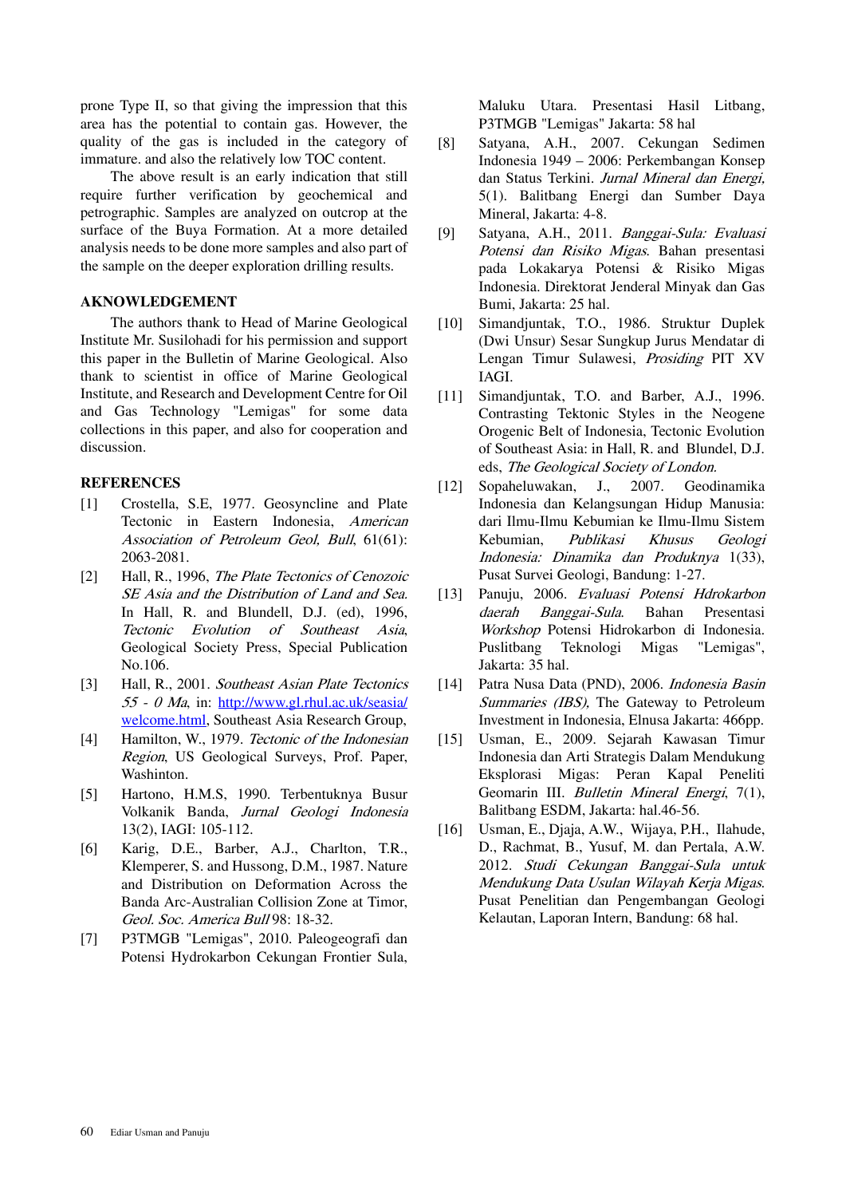prone Type II, so that giving the impression that this area has the potential to contain gas. However, the quality of the gas is included in the category of immature. and also the relatively low TOC content.

The above result is an early indication that still require further verification by geochemical and petrographic. Samples are analyzed on outcrop at the surface of the Buya Formation. At a more detailed analysis needs to be done more samples and also part of the sample on the deeper exploration drilling results.

## AKNOWLEDGEMENT

The authors thank to Head of Marine Geological Institute Mr. Susilohadi for his permission and support this paper in the Bulletin of Marine Geological. Also thank to scientist in office of Marine Geological Institute, and Research and Development Centre for Oil and Gas Technology "Lemigas" for some data collections in this paper, and also for cooperation and discussion.

## REFERENCES

[1] Crostella, S.E, 1977. Geosyncline and Plate Tectonic in Eastern Indonesia, *American Association of Petroleum Geol, Bull*, 61(61): 2063-2081.

[2] Hall, R., 1996, *The Plate Tectonics of Cenozoic SE Asia and the Distribution of Land and Sea.* In Hall, R. and Blundell, D.J. (ed), 1996, *Tectonic Evolution of Southeast Asia*, Geological Society Press, Special Publication No.106.

[3] Hall, R., 2001. *Southeast Asian Plate Tectonics 55 - 0 Ma*, in: http://www.gl.rhul.ac.uk/seasia/welcome.html, Southeast Asia Research Group,

[4] Hamilton, W., 1979. *Tectonic of the Indonesian Region*, US Geological Surveys, Prof. Paper, Washinton.

[5] Hartono, H.M.S, 1990. Terbentuknya Busur Volkanik Banda, *Jurnal Geologi Indonesia* 13(2), IAGI: 105-112.

[6] Karig, D.E., Barber, A.J., Charlton, T.R., Klemperer, S. and Hussong, D.M., 1987. Nature and Distribution on Deformation Across the Banda Arc-Australian Collision Zone at Timor, *Geol. Soc. America Bull* 98: 18-32.

[7] P3TMGB "Lemigas", 2010. Paleogeografi dan Potensi Hydrokarbon Cekungan Frontier Sula, Maluku Utara. Presentasi Hasil Litbang, P3TMGB "Lemigas" Jakarta: 58 hal

[8] Satyana, A.H., 2007. Cekungan Sedimen Indonesia 1949 – 2006: Perkembangan Konsep dan Status Terkini. *Jurnal Mineral dan Energi,* 5(1). Balitbang Energi dan Sumber Daya Mineral, Jakarta: 4-8.

[9] Satyana, A.H., 2011. *Banggai-Sula: Evaluasi Potensi dan Risiko Migas*. Bahan presentasi pada Lokakarya Potensi & Risiko Migas Indonesia. Direktorat Jenderal Minyak dan Gas Bumi, Jakarta: 25 hal.

[10] Simandjuntak, T.O., 1986. Struktur Duplek (Dwi Unsur) Sesar Sungkup Jurus Mendatar di Lengan Timur Sulawesi, *Prosiding* PIT XV IAGI.

[11] Simandjuntak, T.O. and Barber, A.J., 1996. Contrasting Tektonic Styles in the Neogene Orogenic Belt of Indonesia, Tectonic Evolution of Southeast Asia: in Hall, R. and Blundel, D.J. eds, *The Geological Society of London.*

[12] Sopaheluwakan, J., 2007. Geodinamika Indonesia dan Kelangsungan Hidup Manusia: dari Ilmu-Ilmu Kebumian ke Ilmu-Ilmu Sistem Kebumian, *Publikasi Khusus Geologi Indonesia: Dinamika dan Produknya* 1(33), Pusat Survei Geologi, Bandung: 1-27.

[13] Panuju, 2006. *Evaluasi Potensi Hdrokarbon daerah Banggai-Sula.* Bahan Presentasi *Workshop* Potensi Hidrokarbon di Indonesia. Puslitbang Teknologi Migas "Lemigas", Jakarta: 35 hal.

[14] Patra Nusa Data (PND), 2006. *Indonesia Basin Summaries (IBS),* The Gateway to Petroleum Investment in Indonesia, Elnusa Jakarta: 466pp.

[15] Usman, E., 2009. Sejarah Kawasan Timur Indonesia dan Arti Strategis Dalam Mendukung Eksplorasi Migas: Peran Kapal Peneliti Geomarin III. *Bulletin Mineral Energi*, 7(1), Balitbang ESDM, Jakarta: hal.46-56.

[16] Usman, E., Djaja, A.W., Wijaya, P.H., Ilahude, D., Rachmat, B., Yusuf, M. dan Pertala, A.W. 2012. *Studi Cekungan Banggai-Sula untuk Mendukung Data Usulan Wilayah Kerja Migas.* Pusat Penelitian dan Pengembangan Geologi Kelautan, Laporan Intern, Bandung: 68 hal.